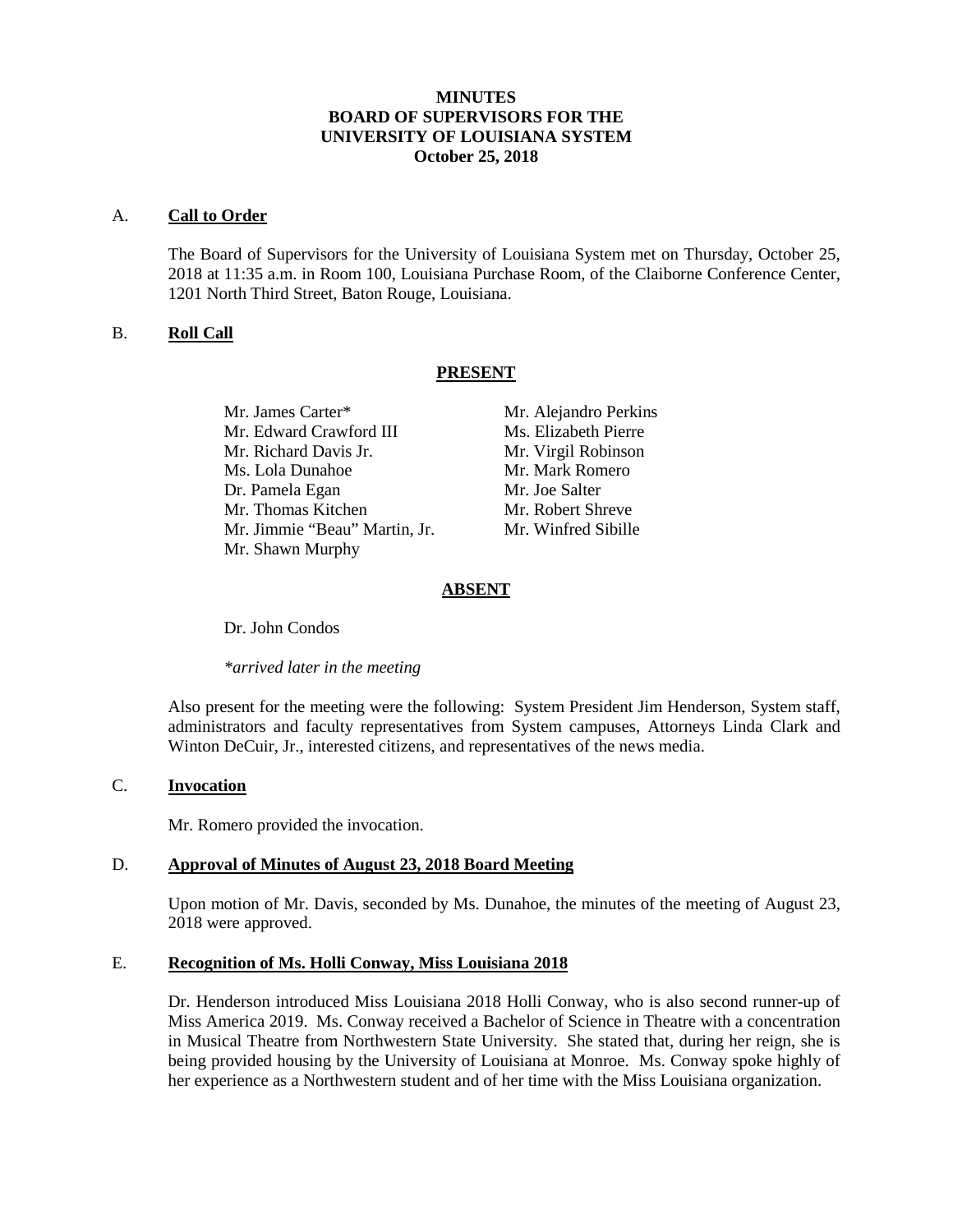# MINUTES
# BOARD OF SUPERVISORS FOR THE UNIVERSITY OF LOUISIANA SYSTEM
## October 25, 2018

A. **Call to Order**

The Board of Supervisors for the University of Louisiana System met on Thursday, October 25, 2018 at 11:35 a.m. in Room 100, Louisiana Purchase Room, of the Claiborne Conference Center, 1201 North Third Street, Baton Rouge, Louisiana.

B. **Roll Call**

**PRESENT**

Mr. James Carter*
Mr. Edward Crawford III
Mr. Richard Davis Jr.
Ms. Lola Dunahoe
Dr. Pamela Egan
Mr. Thomas Kitchen
Mr. Jimmie "Beau" Martin, Jr.
Mr. Shawn Murphy
Mr. Alejandro Perkins
Ms. Elizabeth Pierre
Mr. Virgil Robinson
Mr. Mark Romero
Mr. Joe Salter
Mr. Robert Shreve
Mr. Winfred Sibille

**ABSENT**

Dr. John Condos

*\*arrived later in the meeting*

Also present for the meeting were the following: System President Jim Henderson, System staff, administrators and faculty representatives from System campuses, Attorneys Linda Clark and Winton DeCuir, Jr., interested citizens, and representatives of the news media.

C. **Invocation**

Mr. Romero provided the invocation.

D. **Approval of Minutes of August 23, 2018 Board Meeting**

Upon motion of Mr. Davis, seconded by Ms. Dunahoe, the minutes of the meeting of August 23, 2018 were approved.

E. **Recognition of Ms. Holli Conway, Miss Louisiana 2018**

Dr. Henderson introduced Miss Louisiana 2018 Holli Conway, who is also second runner-up of Miss America 2019. Ms. Conway received a Bachelor of Science in Theatre with a concentration in Musical Theatre from Northwestern State University. She stated that, during her reign, she is being provided housing by the University of Louisiana at Monroe. Ms. Conway spoke highly of her experience as a Northwestern student and of her time with the Miss Louisiana organization.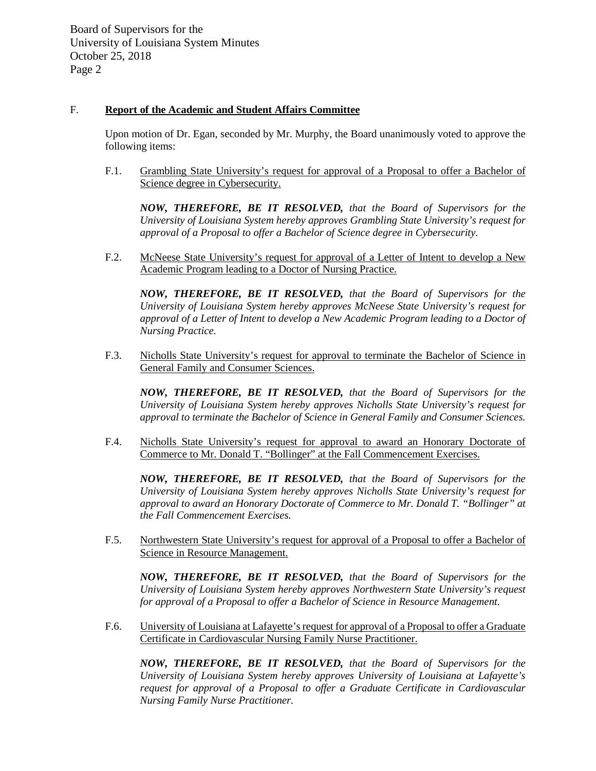## F. Report of the Academic and Student Affairs Committee

Upon motion of Dr. Egan, seconded by Mr. Murphy, the Board unanimously voted to approve the following items:

F.1. Grambling State University's request for approval of a Proposal to offer a Bachelor of Science degree in Cybersecurity.

***NOW, THEREFORE, BE IT RESOLVED,*** *that the Board of Supervisors for the University of Louisiana System hereby approves Grambling State University's request for approval of a Proposal to offer a Bachelor of Science degree in Cybersecurity.*

F.2. McNeese State University's request for approval of a Letter of Intent to develop a New Academic Program leading to a Doctor of Nursing Practice.

***NOW, THEREFORE, BE IT RESOLVED,*** *that the Board of Supervisors for the University of Louisiana System hereby approves McNeese State University's request for approval of a Letter of Intent to develop a New Academic Program leading to a Doctor of Nursing Practice.*

F.3. Nicholls State University's request for approval to terminate the Bachelor of Science in General Family and Consumer Sciences.

***NOW, THEREFORE, BE IT RESOLVED,*** *that the Board of Supervisors for the University of Louisiana System hereby approves Nicholls State University's request for approval to terminate the Bachelor of Science in General Family and Consumer Sciences.*

F.4. Nicholls State University's request for approval to award an Honorary Doctorate of Commerce to Mr. Donald T. "Bollinger" at the Fall Commencement Exercises.

***NOW, THEREFORE, BE IT RESOLVED,*** *that the Board of Supervisors for the University of Louisiana System hereby approves Nicholls State University's request for approval to award an Honorary Doctorate of Commerce to Mr. Donald T. "Bollinger" at the Fall Commencement Exercises.*

F.5. Northwestern State University's request for approval of a Proposal to offer a Bachelor of Science in Resource Management.

***NOW, THEREFORE, BE IT RESOLVED,*** *that the Board of Supervisors for the University of Louisiana System hereby approves Northwestern State University's request for approval of a Proposal to offer a Bachelor of Science in Resource Management.*

F.6. University of Louisiana at Lafayette's request for approval of a Proposal to offer a Graduate Certificate in Cardiovascular Nursing Family Nurse Practitioner.

***NOW, THEREFORE, BE IT RESOLVED,*** *that the Board of Supervisors for the University of Louisiana System hereby approves University of Louisiana at Lafayette's request for approval of a Proposal to offer a Graduate Certificate in Cardiovascular Nursing Family Nurse Practitioner.*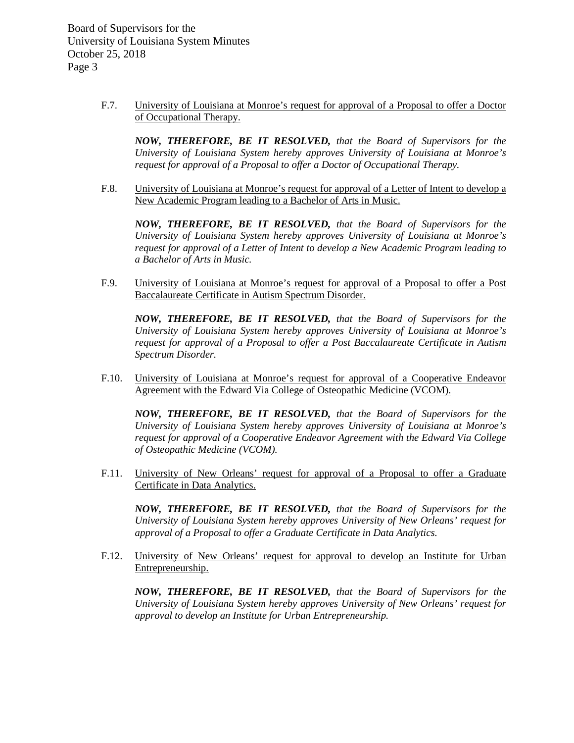F.7. University of Louisiana at Monroe's request for approval of a Proposal to offer a Doctor of Occupational Therapy.

***NOW, THEREFORE, BE IT RESOLVED,*** *that the Board of Supervisors for the University of Louisiana System hereby approves University of Louisiana at Monroe's request for approval of a Proposal to offer a Doctor of Occupational Therapy.*

F.8. University of Louisiana at Monroe's request for approval of a Letter of Intent to develop a New Academic Program leading to a Bachelor of Arts in Music.

***NOW, THEREFORE, BE IT RESOLVED,*** *that the Board of Supervisors for the University of Louisiana System hereby approves University of Louisiana at Monroe's request for approval of a Letter of Intent to develop a New Academic Program leading to a Bachelor of Arts in Music.*

F.9. University of Louisiana at Monroe's request for approval of a Proposal to offer a Post Baccalaureate Certificate in Autism Spectrum Disorder.

***NOW, THEREFORE, BE IT RESOLVED,*** *that the Board of Supervisors for the University of Louisiana System hereby approves University of Louisiana at Monroe's request for approval of a Proposal to offer a Post Baccalaureate Certificate in Autism Spectrum Disorder.*

F.10. University of Louisiana at Monroe's request for approval of a Cooperative Endeavor Agreement with the Edward Via College of Osteopathic Medicine (VCOM).

***NOW, THEREFORE, BE IT RESOLVED,*** *that the Board of Supervisors for the University of Louisiana System hereby approves University of Louisiana at Monroe's request for approval of a Cooperative Endeavor Agreement with the Edward Via College of Osteopathic Medicine (VCOM).*

F.11. University of New Orleans' request for approval of a Proposal to offer a Graduate Certificate in Data Analytics.

***NOW, THEREFORE, BE IT RESOLVED,*** *that the Board of Supervisors for the University of Louisiana System hereby approves University of New Orleans' request for approval of a Proposal to offer a Graduate Certificate in Data Analytics.*

F.12. University of New Orleans' request for approval to develop an Institute for Urban Entrepreneurship.

***NOW, THEREFORE, BE IT RESOLVED,*** *that the Board of Supervisors for the University of Louisiana System hereby approves University of New Orleans' request for approval to develop an Institute for Urban Entrepreneurship.*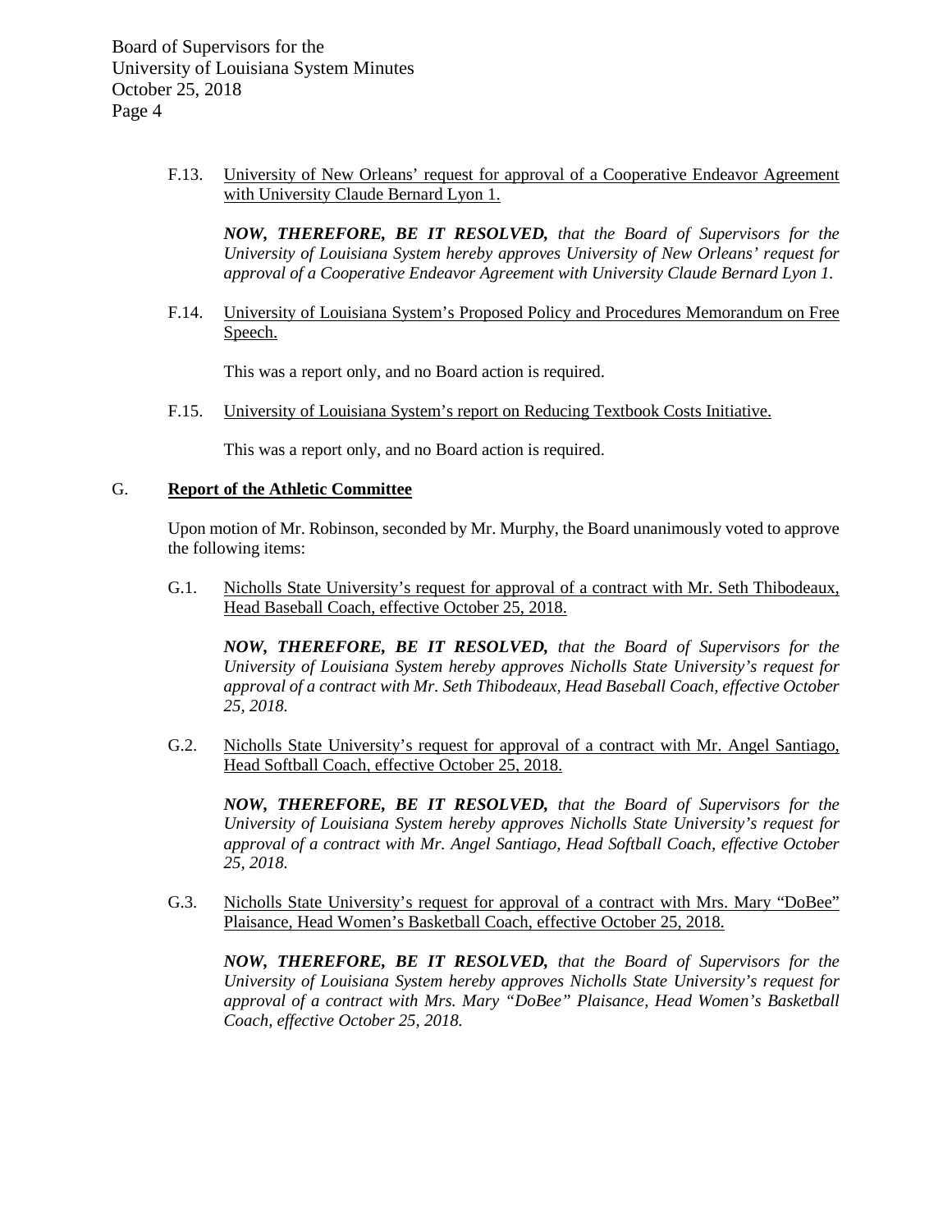F.13. University of New Orleans' request for approval of a Cooperative Endeavor Agreement with University Claude Bernard Lyon 1.

***NOW, THEREFORE, BE IT RESOLVED,*** *that the Board of Supervisors for the University of Louisiana System hereby approves University of New Orleans' request for approval of a Cooperative Endeavor Agreement with University Claude Bernard Lyon 1.*

F.14. University of Louisiana System's Proposed Policy and Procedures Memorandum on Free Speech.

This was a report only, and no Board action is required.

F.15. University of Louisiana System's report on Reducing Textbook Costs Initiative.

This was a report only, and no Board action is required.

## G. Report of the Athletic Committee

Upon motion of Mr. Robinson, seconded by Mr. Murphy, the Board unanimously voted to approve the following items:

G.1. Nicholls State University's request for approval of a contract with Mr. Seth Thibodeaux, Head Baseball Coach, effective October 25, 2018.

***NOW, THEREFORE, BE IT RESOLVED,*** *that the Board of Supervisors for the University of Louisiana System hereby approves Nicholls State University's request for approval of a contract with Mr. Seth Thibodeaux, Head Baseball Coach, effective October 25, 2018.*

G.2. Nicholls State University's request for approval of a contract with Mr. Angel Santiago, Head Softball Coach, effective October 25, 2018.

***NOW, THEREFORE, BE IT RESOLVED,*** *that the Board of Supervisors for the University of Louisiana System hereby approves Nicholls State University's request for approval of a contract with Mr. Angel Santiago, Head Softball Coach, effective October 25, 2018.*

G.3. Nicholls State University's request for approval of a contract with Mrs. Mary "DoBee" Plaisance, Head Women's Basketball Coach, effective October 25, 2018.

***NOW, THEREFORE, BE IT RESOLVED,*** *that the Board of Supervisors for the University of Louisiana System hereby approves Nicholls State University's request for approval of a contract with Mrs. Mary "DoBee" Plaisance, Head Women's Basketball Coach, effective October 25, 2018.*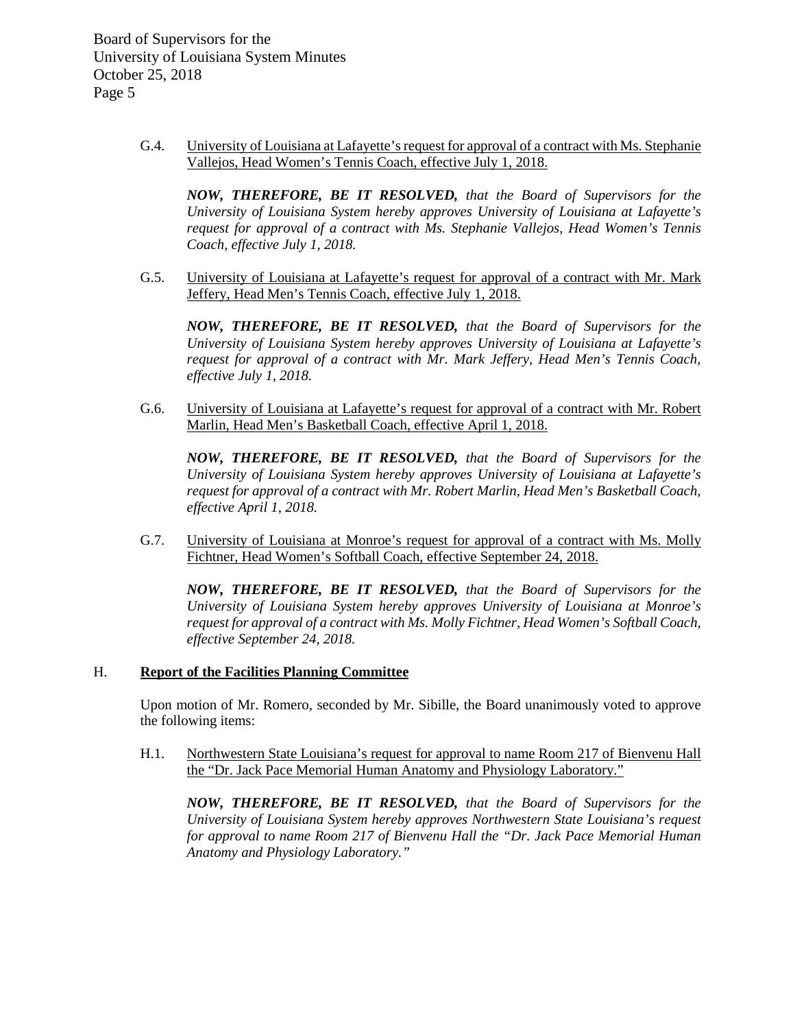G.4. University of Louisiana at Lafayette's request for approval of a contract with Ms. Stephanie Vallejos, Head Women's Tennis Coach, effective July 1, 2018.

***NOW, THEREFORE, BE IT RESOLVED,*** *that the Board of Supervisors for the University of Louisiana System hereby approves University of Louisiana at Lafayette's request for approval of a contract with Ms. Stephanie Vallejos, Head Women's Tennis Coach, effective July 1, 2018.*

G.5. University of Louisiana at Lafayette's request for approval of a contract with Mr. Mark Jeffery, Head Men's Tennis Coach, effective July 1, 2018.

***NOW, THEREFORE, BE IT RESOLVED,*** *that the Board of Supervisors for the University of Louisiana System hereby approves University of Louisiana at Lafayette's request for approval of a contract with Mr. Mark Jeffery, Head Men's Tennis Coach, effective July 1, 2018.*

G.6. University of Louisiana at Lafayette's request for approval of a contract with Mr. Robert Marlin, Head Men's Basketball Coach, effective April 1, 2018.

***NOW, THEREFORE, BE IT RESOLVED,*** *that the Board of Supervisors for the University of Louisiana System hereby approves University of Louisiana at Lafayette's request for approval of a contract with Mr. Robert Marlin, Head Men's Basketball Coach, effective April 1, 2018.*

G.7. University of Louisiana at Monroe's request for approval of a contract with Ms. Molly Fichtner, Head Women's Softball Coach, effective September 24, 2018.

***NOW, THEREFORE, BE IT RESOLVED,*** *that the Board of Supervisors for the University of Louisiana System hereby approves University of Louisiana at Monroe's request for approval of a contract with Ms. Molly Fichtner, Head Women's Softball Coach, effective September 24, 2018.*

## H. Report of the Facilities Planning Committee

Upon motion of Mr. Romero, seconded by Mr. Sibille, the Board unanimously voted to approve the following items:

H.1. Northwestern State Louisiana's request for approval to name Room 217 of Bienvenu Hall the "Dr. Jack Pace Memorial Human Anatomy and Physiology Laboratory."

***NOW, THEREFORE, BE IT RESOLVED,*** *that the Board of Supervisors for the University of Louisiana System hereby approves Northwestern State Louisiana's request for approval to name Room 217 of Bienvenu Hall the "Dr. Jack Pace Memorial Human Anatomy and Physiology Laboratory."*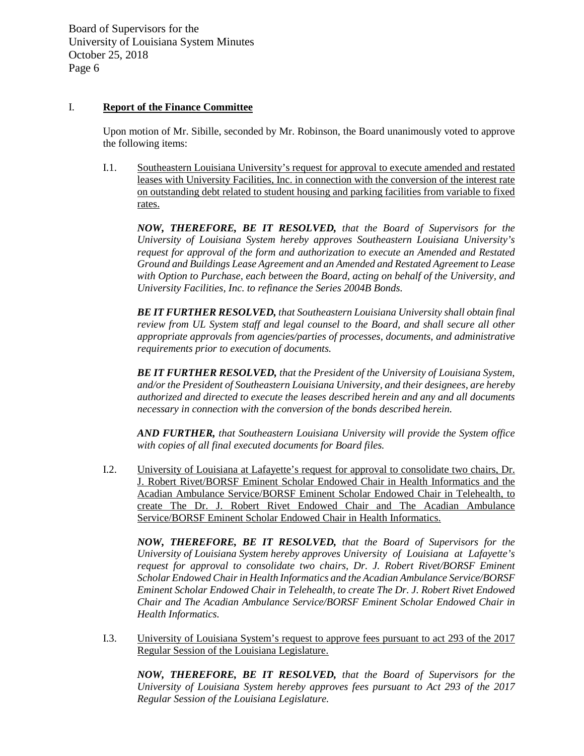## I. Report of the Finance Committee

Upon motion of Mr. Sibille, seconded by Mr. Robinson, the Board unanimously voted to approve the following items:

I.1. Southeastern Louisiana University's request for approval to execute amended and restated leases with University Facilities, Inc. in connection with the conversion of the interest rate on outstanding debt related to student housing and parking facilities from variable to fixed rates.

***NOW, THEREFORE, BE IT RESOLVED,*** *that the Board of Supervisors for the University of Louisiana System hereby approves Southeastern Louisiana University's request for approval of the form and authorization to execute an Amended and Restated Ground and Buildings Lease Agreement and an Amended and Restated Agreement to Lease with Option to Purchase, each between the Board, acting on behalf of the University, and University Facilities, Inc. to refinance the Series 2004B Bonds.*

***BE IT FURTHER RESOLVED,*** *that Southeastern Louisiana University shall obtain final review from UL System staff and legal counsel to the Board, and shall secure all other appropriate approvals from agencies/parties of processes, documents, and administrative requirements prior to execution of documents.*

***BE IT FURTHER RESOLVED,*** *that the President of the University of Louisiana System, and/or the President of Southeastern Louisiana University, and their designees, are hereby authorized and directed to execute the leases described herein and any and all documents necessary in connection with the conversion of the bonds described herein.*

***AND FURTHER,*** *that Southeastern Louisiana University will provide the System office with copies of all final executed documents for Board files.*

I.2. University of Louisiana at Lafayette's request for approval to consolidate two chairs, Dr. J. Robert Rivet/BORSF Eminent Scholar Endowed Chair in Health Informatics and the Acadian Ambulance Service/BORSF Eminent Scholar Endowed Chair in Telehealth, to create The Dr. J. Robert Rivet Endowed Chair and The Acadian Ambulance Service/BORSF Eminent Scholar Endowed Chair in Health Informatics.

***NOW, THEREFORE, BE IT RESOLVED,*** *that the Board of Supervisors for the University of Louisiana System hereby approves University of Louisiana at Lafayette's request for approval to consolidate two chairs, Dr. J. Robert Rivet/BORSF Eminent Scholar Endowed Chair in Health Informatics and the Acadian Ambulance Service/BORSF Eminent Scholar Endowed Chair in Telehealth, to create The Dr. J. Robert Rivet Endowed Chair and The Acadian Ambulance Service/BORSF Eminent Scholar Endowed Chair in Health Informatics.*

I.3. University of Louisiana System's request to approve fees pursuant to act 293 of the 2017 Regular Session of the Louisiana Legislature.

***NOW, THEREFORE, BE IT RESOLVED,*** *that the Board of Supervisors for the University of Louisiana System hereby approves fees pursuant to Act 293 of the 2017 Regular Session of the Louisiana Legislature.*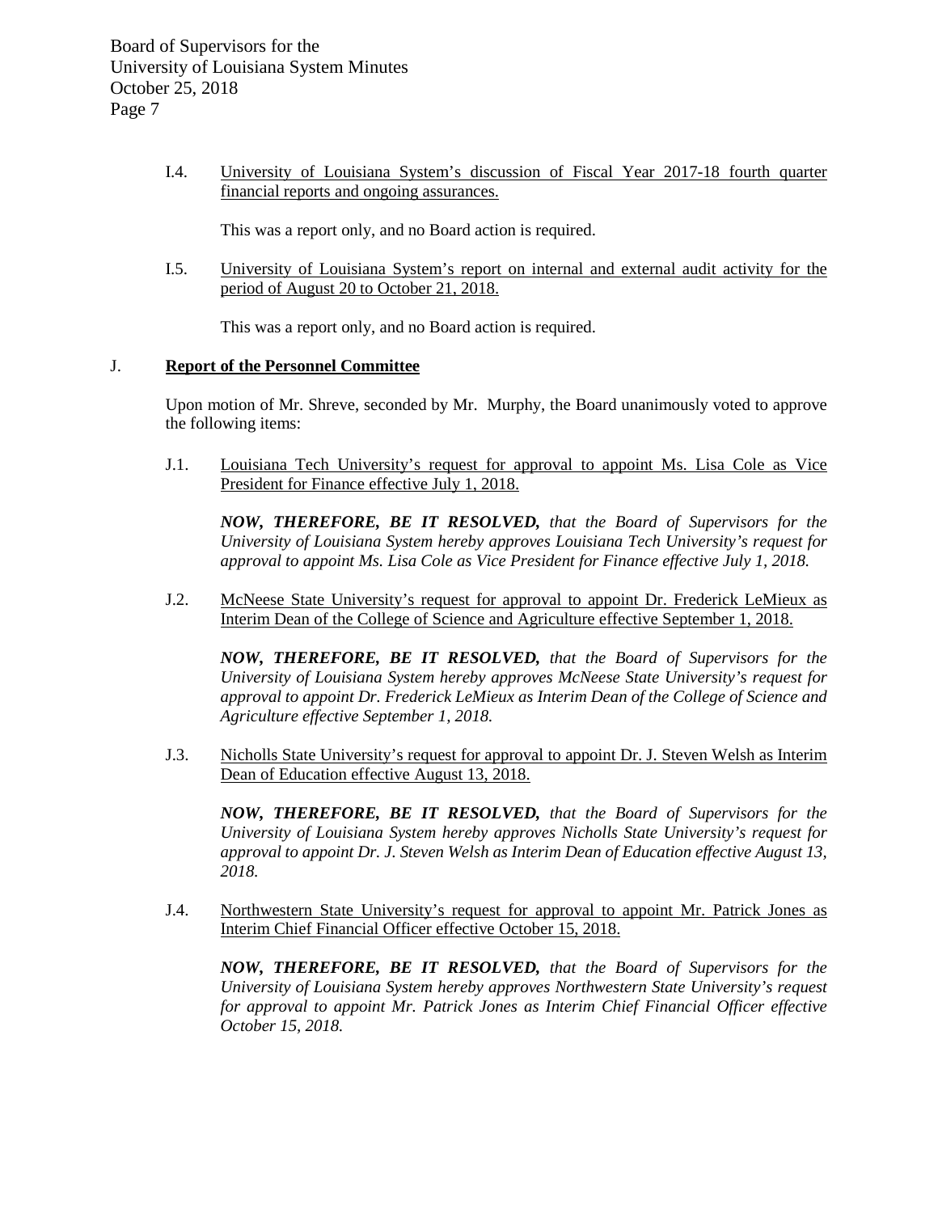I.4. University of Louisiana System's discussion of Fiscal Year 2017-18 fourth quarter financial reports and ongoing assurances.

This was a report only, and no Board action is required.

I.5. University of Louisiana System's report on internal and external audit activity for the period of August 20 to October 21, 2018.

This was a report only, and no Board action is required.

## J. Report of the Personnel Committee

Upon motion of Mr. Shreve, seconded by Mr. Murphy, the Board unanimously voted to approve the following items:

J.1. Louisiana Tech University's request for approval to appoint Ms. Lisa Cole as Vice President for Finance effective July 1, 2018.

***NOW, THEREFORE, BE IT RESOLVED,*** *that the Board of Supervisors for the University of Louisiana System hereby approves Louisiana Tech University's request for approval to appoint Ms. Lisa Cole as Vice President for Finance effective July 1, 2018.*

J.2. McNeese State University's request for approval to appoint Dr. Frederick LeMieux as Interim Dean of the College of Science and Agriculture effective September 1, 2018.

***NOW, THEREFORE, BE IT RESOLVED,*** *that the Board of Supervisors for the University of Louisiana System hereby approves McNeese State University's request for approval to appoint Dr. Frederick LeMieux as Interim Dean of the College of Science and Agriculture effective September 1, 2018.*

J.3. Nicholls State University's request for approval to appoint Dr. J. Steven Welsh as Interim Dean of Education effective August 13, 2018.

***NOW, THEREFORE, BE IT RESOLVED,*** *that the Board of Supervisors for the University of Louisiana System hereby approves Nicholls State University's request for approval to appoint Dr. J. Steven Welsh as Interim Dean of Education effective August 13, 2018.*

J.4. Northwestern State University's request for approval to appoint Mr. Patrick Jones as Interim Chief Financial Officer effective October 15, 2018.

***NOW, THEREFORE, BE IT RESOLVED,*** *that the Board of Supervisors for the University of Louisiana System hereby approves Northwestern State University's request for approval to appoint Mr. Patrick Jones as Interim Chief Financial Officer effective October 15, 2018.*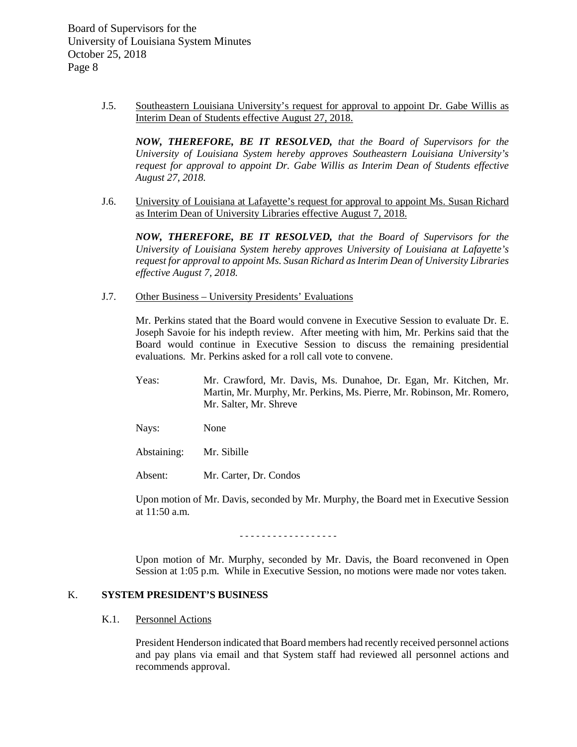J.5. Southeastern Louisiana University's request for approval to appoint Dr. Gabe Willis as Interim Dean of Students effective August 27, 2018.

***NOW, THEREFORE, BE IT RESOLVED,*** *that the Board of Supervisors for the University of Louisiana System hereby approves Southeastern Louisiana University's request for approval to appoint Dr. Gabe Willis as Interim Dean of Students effective August 27, 2018.*

J.6. University of Louisiana at Lafayette's request for approval to appoint Ms. Susan Richard as Interim Dean of University Libraries effective August 7, 2018.

***NOW, THEREFORE, BE IT RESOLVED,*** *that the Board of Supervisors for the University of Louisiana System hereby approves University of Louisiana at Lafayette's request for approval to appoint Ms. Susan Richard as Interim Dean of University Libraries effective August 7, 2018.*

J.7. Other Business – University Presidents' Evaluations

Mr. Perkins stated that the Board would convene in Executive Session to evaluate Dr. E. Joseph Savoie for his indepth review. After meeting with him, Mr. Perkins said that the Board would continue in Executive Session to discuss the remaining presidential evaluations. Mr. Perkins asked for a roll call vote to convene.

Yeas: Mr. Crawford, Mr. Davis, Ms. Dunahoe, Dr. Egan, Mr. Kitchen, Mr. Martin, Mr. Murphy, Mr. Perkins, Ms. Pierre, Mr. Robinson, Mr. Romero, Mr. Salter, Mr. Shreve

Nays: None

Abstaining: Mr. Sibille

Absent: Mr. Carter, Dr. Condos

Upon motion of Mr. Davis, seconded by Mr. Murphy, the Board met in Executive Session at 11:50 a.m.

- - - - - - - - - - - - - - - - - -

Upon motion of Mr. Murphy, seconded by Mr. Davis, the Board reconvened in Open Session at 1:05 p.m. While in Executive Session, no motions were made nor votes taken.

## K. SYSTEM PRESIDENT'S BUSINESS

K.1. Personnel Actions

President Henderson indicated that Board members had recently received personnel actions and pay plans via email and that System staff had reviewed all personnel actions and recommends approval.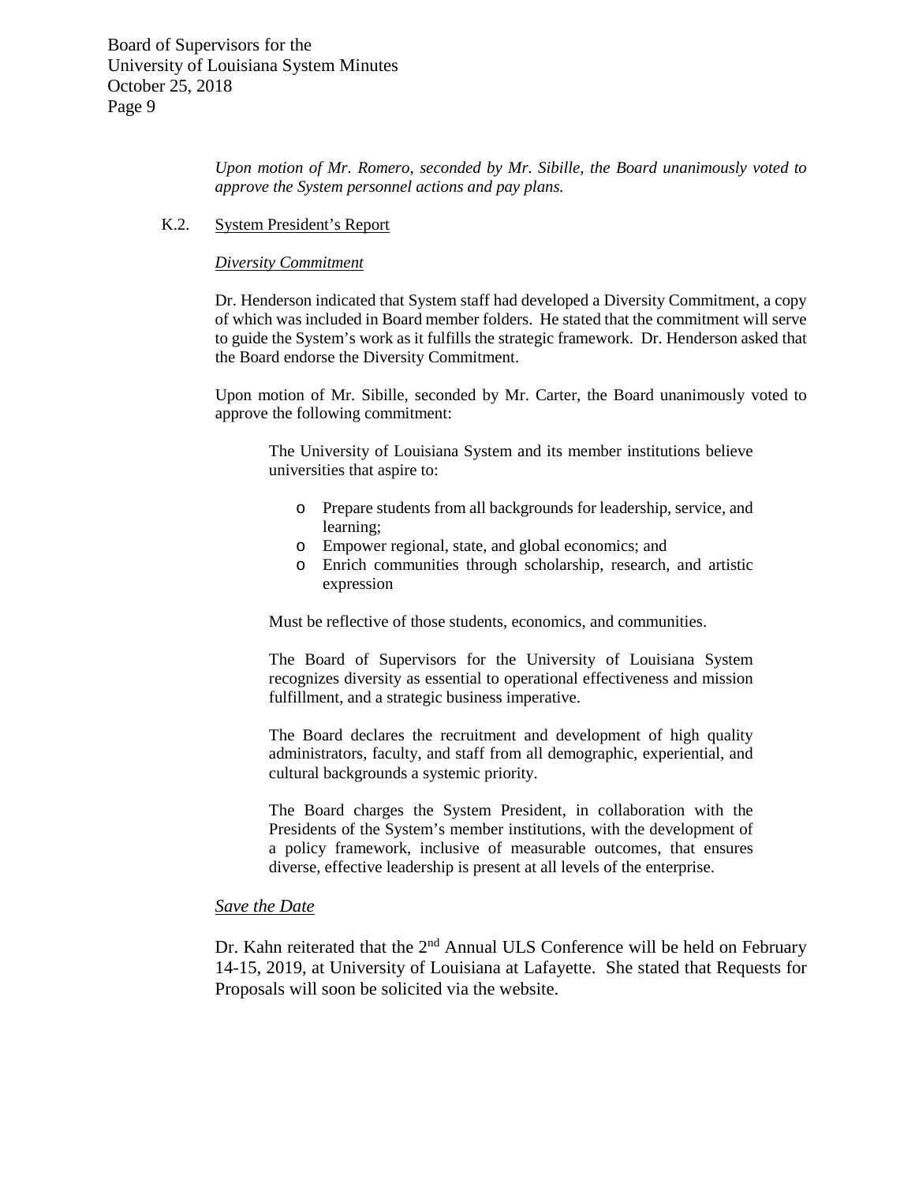*Upon motion of Mr. Romero, seconded by Mr. Sibille, the Board unanimously voted to approve the System personnel actions and pay plans.*

K.2. System President's Report

*Diversity Commitment*

Dr. Henderson indicated that System staff had developed a Diversity Commitment, a copy of which was included in Board member folders. He stated that the commitment will serve to guide the System's work as it fulfills the strategic framework. Dr. Henderson asked that the Board endorse the Diversity Commitment.

Upon motion of Mr. Sibille, seconded by Mr. Carter, the Board unanimously voted to approve the following commitment:

> The University of Louisiana System and its member institutions believe universities that aspire to:
>
> - Prepare students from all backgrounds for leadership, service, and learning;
> - Empower regional, state, and global economics; and
> - Enrich communities through scholarship, research, and artistic expression
>
> Must be reflective of those students, economics, and communities.
>
> The Board of Supervisors for the University of Louisiana System recognizes diversity as essential to operational effectiveness and mission fulfillment, and a strategic business imperative.
>
> The Board declares the recruitment and development of high quality administrators, faculty, and staff from all demographic, experiential, and cultural backgrounds a systemic priority.
>
> The Board charges the System President, in collaboration with the Presidents of the System's member institutions, with the development of a policy framework, inclusive of measurable outcomes, that ensures diverse, effective leadership is present at all levels of the enterprise.

*Save the Date*

Dr. Kahn reiterated that the 2nd Annual ULS Conference will be held on February 14-15, 2019, at University of Louisiana at Lafayette. She stated that Requests for Proposals will soon be solicited via the website.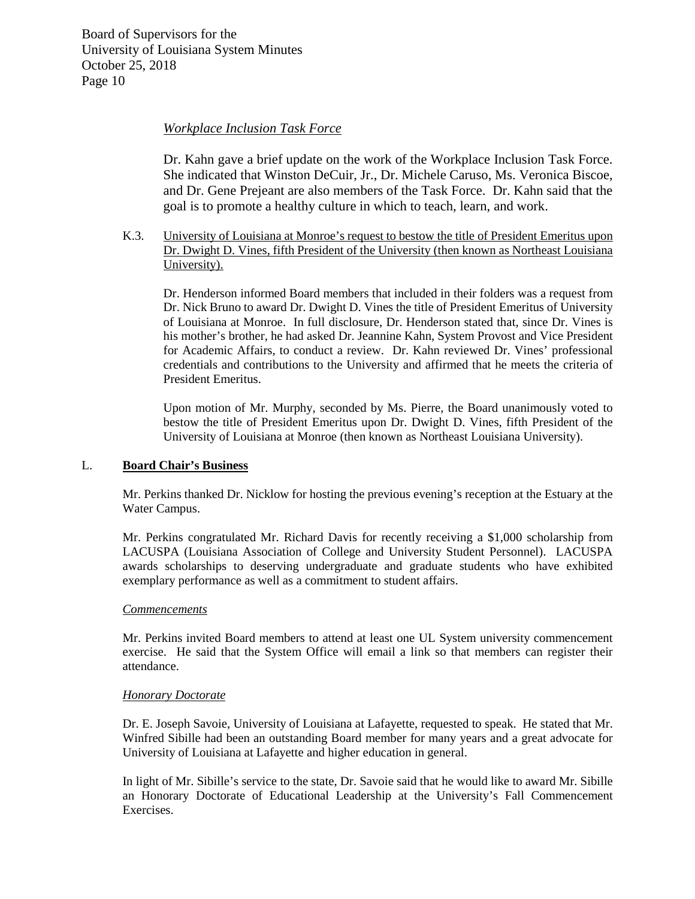*Workplace Inclusion Task Force*

Dr. Kahn gave a brief update on the work of the Workplace Inclusion Task Force. She indicated that Winston DeCuir, Jr., Dr. Michele Caruso, Ms. Veronica Biscoe, and Dr. Gene Prejeant are also members of the Task Force. Dr. Kahn said that the goal is to promote a healthy culture in which to teach, learn, and work.

K.3. <u>University of Louisiana at Monroe's request to bestow the title of President Emeritus upon Dr. Dwight D. Vines, fifth President of the University (then known as Northeast Louisiana University).</u>

Dr. Henderson informed Board members that included in their folders was a request from Dr. Nick Bruno to award Dr. Dwight D. Vines the title of President Emeritus of University of Louisiana at Monroe. In full disclosure, Dr. Henderson stated that, since Dr. Vines is his mother's brother, he had asked Dr. Jeannine Kahn, System Provost and Vice President for Academic Affairs, to conduct a review. Dr. Kahn reviewed Dr. Vines' professional credentials and contributions to the University and affirmed that he meets the criteria of President Emeritus.

Upon motion of Mr. Murphy, seconded by Ms. Pierre, the Board unanimously voted to bestow the title of President Emeritus upon Dr. Dwight D. Vines, fifth President of the University of Louisiana at Monroe (then known as Northeast Louisiana University).

L. **<u>Board Chair's Business</u>**

Mr. Perkins thanked Dr. Nicklow for hosting the previous evening's reception at the Estuary at the Water Campus.

Mr. Perkins congratulated Mr. Richard Davis for recently receiving a $1,000 scholarship from LACUSPA (Louisiana Association of College and University Student Personnel). LACUSPA awards scholarships to deserving undergraduate and graduate students who have exhibited exemplary performance as well as a commitment to student affairs.

*<u>Commencements</u>*

Mr. Perkins invited Board members to attend at least one UL System university commencement exercise. He said that the System Office will email a link so that members can register their attendance.

*<u>Honorary Doctorate</u>*

Dr. E. Joseph Savoie, University of Louisiana at Lafayette, requested to speak. He stated that Mr. Winfred Sibille had been an outstanding Board member for many years and a great advocate for University of Louisiana at Lafayette and higher education in general.

In light of Mr. Sibille's service to the state, Dr. Savoie said that he would like to award Mr. Sibille an Honorary Doctorate of Educational Leadership at the University's Fall Commencement Exercises.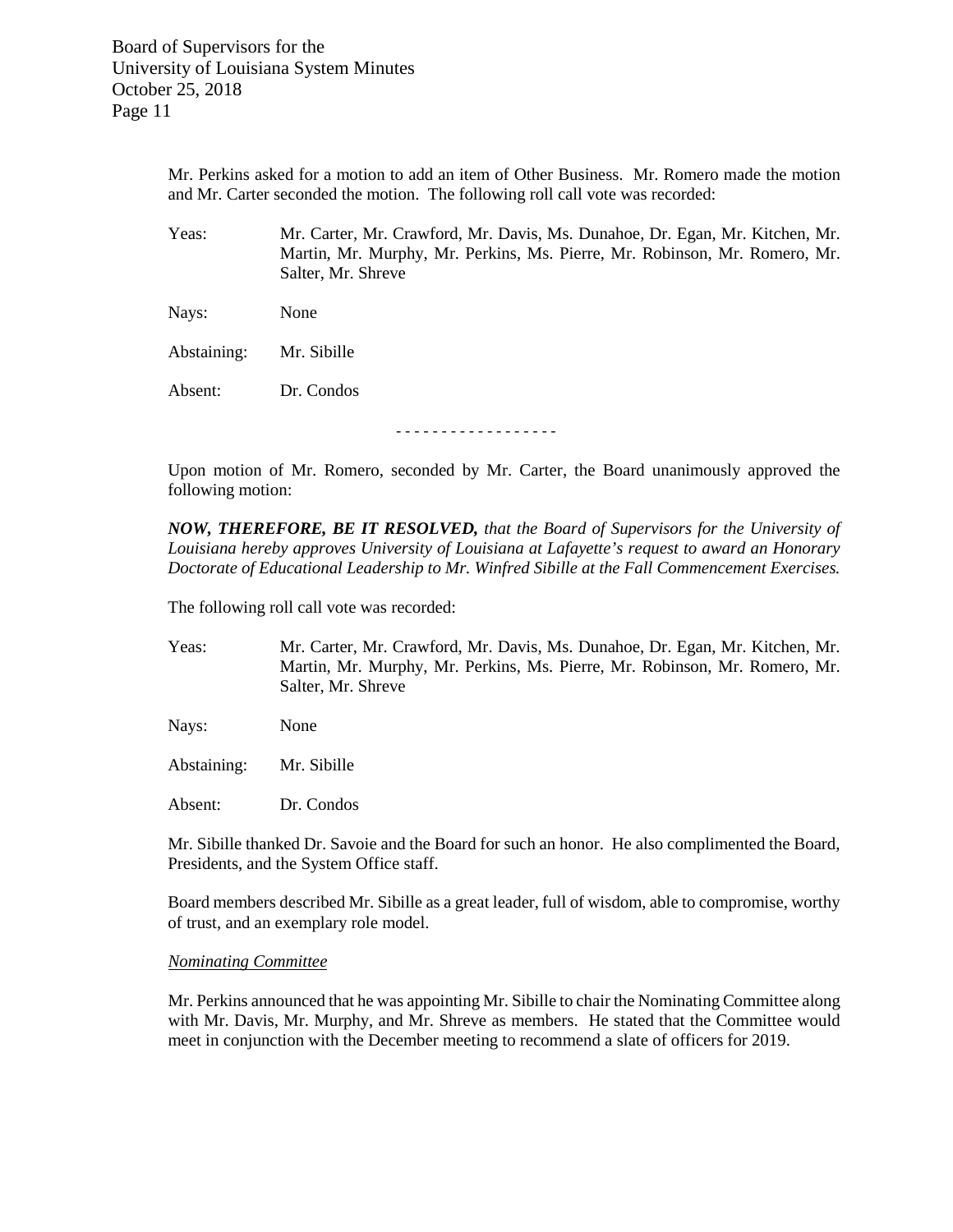Mr. Perkins asked for a motion to add an item of Other Business. Mr. Romero made the motion and Mr. Carter seconded the motion. The following roll call vote was recorded:

Yeas: Mr. Carter, Mr. Crawford, Mr. Davis, Ms. Dunahoe, Dr. Egan, Mr. Kitchen, Mr. Martin, Mr. Murphy, Mr. Perkins, Ms. Pierre, Mr. Robinson, Mr. Romero, Mr. Salter, Mr. Shreve

Nays: None

Abstaining: Mr. Sibille

Absent: Dr. Condos

- - - - - - - - - - - - - - - - -

Upon motion of Mr. Romero, seconded by Mr. Carter, the Board unanimously approved the following motion:

***NOW, THEREFORE, BE IT RESOLVED,*** *that the Board of Supervisors for the University of Louisiana hereby approves University of Louisiana at Lafayette's request to award an Honorary Doctorate of Educational Leadership to Mr. Winfred Sibille at the Fall Commencement Exercises.*

The following roll call vote was recorded:

Yeas: Mr. Carter, Mr. Crawford, Mr. Davis, Ms. Dunahoe, Dr. Egan, Mr. Kitchen, Mr. Martin, Mr. Murphy, Mr. Perkins, Ms. Pierre, Mr. Robinson, Mr. Romero, Mr. Salter, Mr. Shreve

Nays: None

Abstaining: Mr. Sibille

Absent: Dr. Condos

Mr. Sibille thanked Dr. Savoie and the Board for such an honor. He also complimented the Board, Presidents, and the System Office staff.

Board members described Mr. Sibille as a great leader, full of wisdom, able to compromise, worthy of trust, and an exemplary role model.

*Nominating Committee*

Mr. Perkins announced that he was appointing Mr. Sibille to chair the Nominating Committee along with Mr. Davis, Mr. Murphy, and Mr. Shreve as members. He stated that the Committee would meet in conjunction with the December meeting to recommend a slate of officers for 2019.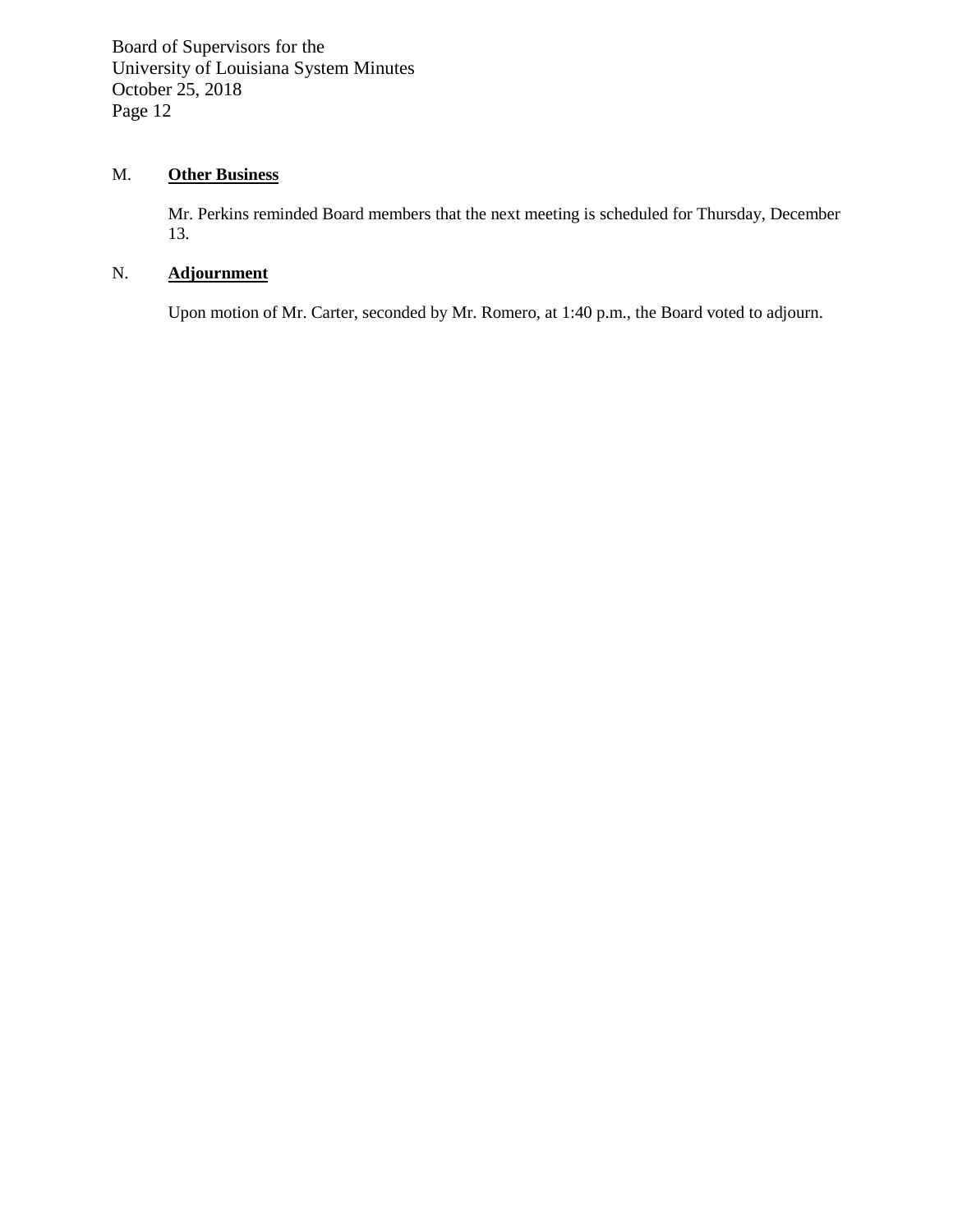## M. **Other Business**

Mr. Perkins reminded Board members that the next meeting is scheduled for Thursday, December 13.

## N. **Adjournment**

Upon motion of Mr. Carter, seconded by Mr. Romero, at 1:40 p.m., the Board voted to adjourn.